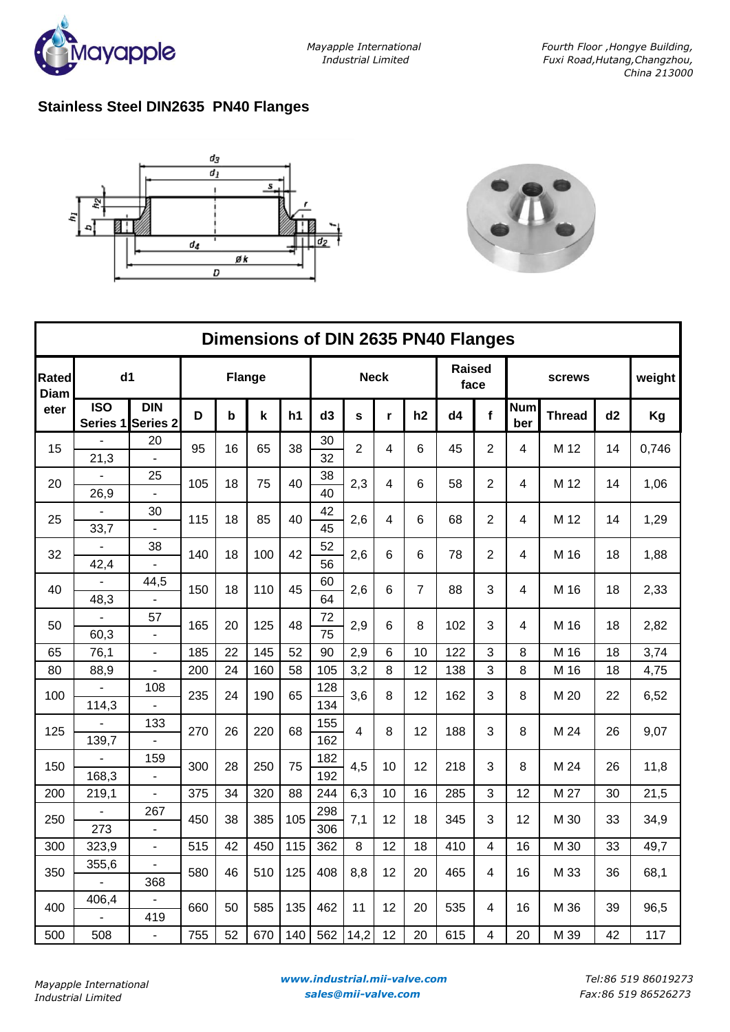## Stainless Steel DIN2635 PN40 Flanges

| Dimensions of DIN 2635 PN40 Flanges | | | | | | | | | | | | | | | | | |
|---|---|---|---|---|---|---|---|---|---|---|---|---|---|---|---|---|---|
| Rated Diameter | d1 | | Flange | | | | Neck | | | | Raised face | | screws | | | weight |
| | ISO Series 1 | DIN Series 2 | D | b | k | h1 | d3 | s | r | h2 | d4 | f | Number | Thread | d2 | Kg |
| 15 | - | 20 | 95 | 16 | 65 | 38 | 30 | 2 | 4 | 6 | 45 | 2 | 4 | M 12 | 14 | 0,746 |
| | 21,3 | - | | | | | 32 | | | | | | | | | |
| 20 | - | 25 | 105 | 18 | 75 | 40 | 38 | 2,3 | 4 | 6 | 58 | 2 | 4 | M 12 | 14 | 1,06 |
| | 26,9 | - | | | | | 40 | | | | | | | | | |
| 25 | - | 30 | 115 | 18 | 85 | 40 | 42 | 2,6 | 4 | 6 | 68 | 2 | 4 | M 12 | 14 | 1,29 |
| | 33,7 | - | | | | | 45 | | | | | | | | | |
| 32 | - | 38 | 140 | 18 | 100 | 42 | 52 | 2,6 | 6 | 6 | 78 | 2 | 4 | M 16 | 18 | 1,88 |
| | 42,4 | - | | | | | 56 | | | | | | | | | |
| 40 | - | 44,5 | 150 | 18 | 110 | 45 | 60 | 2,6 | 6 | 7 | 88 | 3 | 4 | M 16 | 18 | 2,33 |
| | 48,3 | - | | | | | 64 | | | | | | | | | |
| 50 | - | 57 | 165 | 20 | 125 | 48 | 72 | 2,9 | 6 | 8 | 102 | 3 | 4 | M 16 | 18 | 2,82 |
| | 60,3 | - | | | | | 75 | | | | | | | | | |
| 65 | 76,1 | - | 185 | 22 | 145 | 52 | 90 | 2,9 | 6 | 10 | 122 | 3 | 8 | M 16 | 18 | 3,74 |
| 80 | 88,9 | - | 200 | 24 | 160 | 58 | 105 | 3,2 | 8 | 12 | 138 | 3 | 8 | M 16 | 18 | 4,75 |
| 100 | - | 108 | 235 | 24 | 190 | 65 | 128 | 3,6 | 8 | 12 | 162 | 3 | 8 | M 20 | 22 | 6,52 |
| | 114,3 | - | | | | | 134 | | | | | | | | | |
| 125 | - | 133 | 270 | 26 | 220 | 68 | 155 | 4 | 8 | 12 | 188 | 3 | 8 | M 24 | 26 | 9,07 |
| | 139,7 | - | | | | | 162 | | | | | | | | | |
| 150 | - | 159 | 300 | 28 | 250 | 75 | 182 | 4,5 | 10 | 12 | 218 | 3 | 8 | M 24 | 26 | 11,8 |
| | 168,3 | - | | | | | 192 | | | | | | | | | |
| 200 | 219,1 | - | 375 | 34 | 320 | 88 | 244 | 6,3 | 10 | 16 | 285 | 3 | 12 | M 27 | 30 | 21,5 |
| 250 | - | 267 | 450 | 38 | 385 | 105 | 298 | 7,1 | 12 | 18 | 345 | 3 | 12 | M 30 | 33 | 34,9 |
| | 273 | - | | | | | 306 | | | | | | | | | |
| 300 | 323,9 | - | 515 | 42 | 450 | 115 | 362 | 8 | 12 | 18 | 410 | 4 | 16 | M 30 | 33 | 49,7 |
| 350 | 355,6 | - | 580 | 46 | 510 | 125 | 408 | 8,8 | 12 | 20 | 465 | 4 | 16 | M 33 | 36 | 68,1 |
| | - | 368 | | | | | | | | | | | | | | |
| 400 | 406,4 | - | 660 | 50 | 585 | 135 | 462 | 11 | 12 | 20 | 535 | 4 | 16 | M 36 | 39 | 96,5 |
| | - | 419 | | | | | | | | | | | | | | |
| 500 | 508 | - | 755 | 52 | 670 | 140 | 562 | 14,2 | 12 | 20 | 615 | 4 | 20 | M 39 | 42 | 117 |

*Mayapple International Industrial Limited*

***www.industrial.mii-valve.com***
***sales@mii-valve.com***

*Tel:86 519 86019273*
*Fax:86 519 86526273*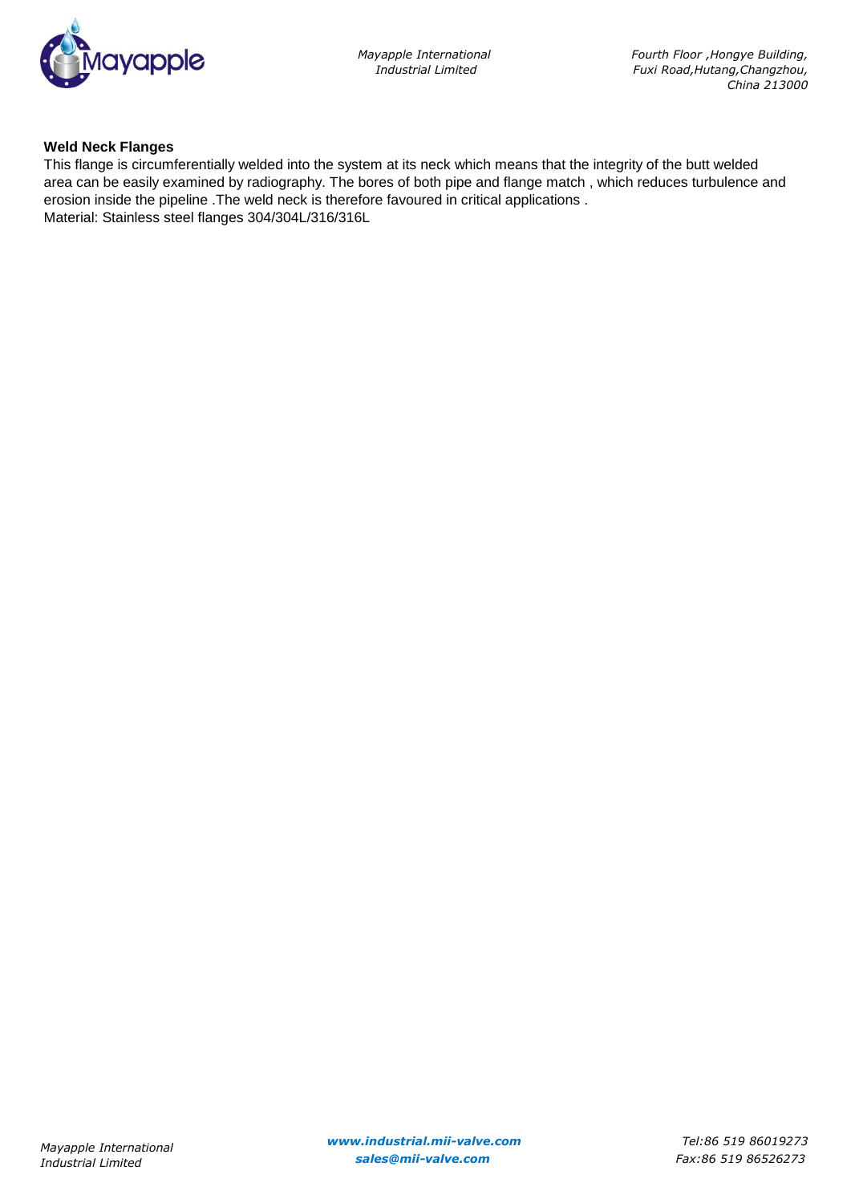### Weld Neck Flanges

This flange is circumferentially welded into the system at its neck which means that the integrity of the butt welded area can be easily examined by radiography. The bores of both pipe and flange match , which reduces turbulence and erosion inside the pipeline .The weld neck is therefore favoured in critical applications .

Material: Stainless steel flanges 304/304L/316/316L